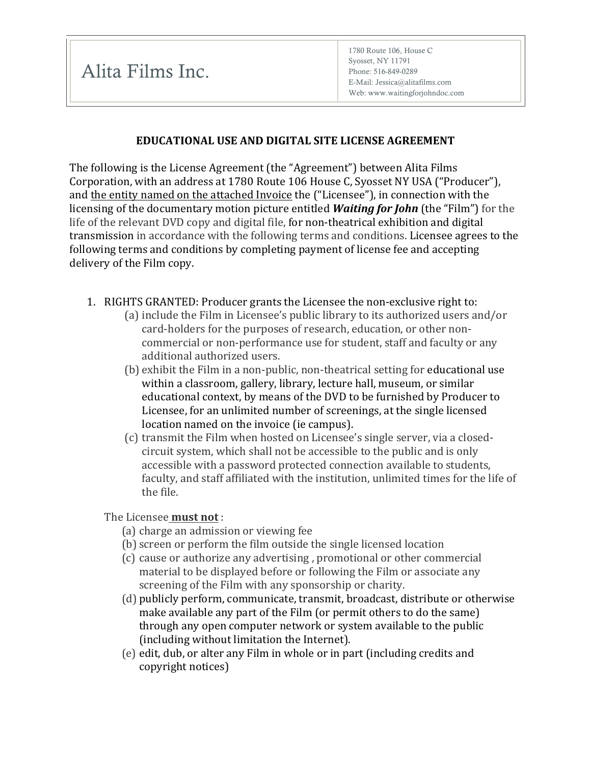Alita Films Inc.

1780 Route 106, House C
Syosset, NY 11791
Phone: 516-849-0289
E-Mail: Jessica@alitafilms.com
Web: www.waitingforjohndoc.com

## EDUCATIONAL USE AND DIGITAL SITE LICENSE AGREEMENT

The following is the License Agreement (the "Agreement") between Alita Films Corporation, with an address at 1780 Route 106 House C, Syosset NY USA ("Producer"), and <u>the entity named on the attached Invoice</u> the ("Licensee"), in connection with the licensing of the documentary motion picture entitled ***Waiting for John*** (the "Film") for the life of the relevant DVD copy and digital file, for non-theatrical exhibition and digital transmission in accordance with the following terms and conditions. Licensee agrees to the following terms and conditions by completing payment of license fee and accepting delivery of the Film copy.

1. RIGHTS GRANTED: Producer grants the Licensee the non-exclusive right to:
   (a) include the Film in Licensee's public library to its authorized users and/or card-holders for the purposes of research, education, or other non-commercial or non-performance use for student, staff and faculty or any additional authorized users.
   (b) exhibit the Film in a non-public, non-theatrical setting for educational use within a classroom, gallery, library, lecture hall, museum, or similar educational context, by means of the DVD to be furnished by Producer to Licensee, for an unlimited number of screenings, at the single licensed location named on the invoice (ie campus).
   (c) transmit the Film when hosted on Licensee's single server, via a closed-circuit system, which shall not be accessible to the public and is only accessible with a password protected connection available to students, faculty, and staff affiliated with the institution, unlimited times for the life of the file.

   The Licensee <u>**must not**</u> :
   (a) charge an admission or viewing fee
   (b) screen or perform the film outside the single licensed location
   (c) cause or authorize any advertising , promotional or other commercial material to be displayed before or following the Film or associate any screening of the Film with any sponsorship or charity.
   (d) publicly perform, communicate, transmit, broadcast, distribute or otherwise make available any part of the Film (or permit others to do the same) through any open computer network or system available to the public (including without limitation the Internet).
   (e) edit, dub, or alter any Film in whole or in part (including credits and copyright notices)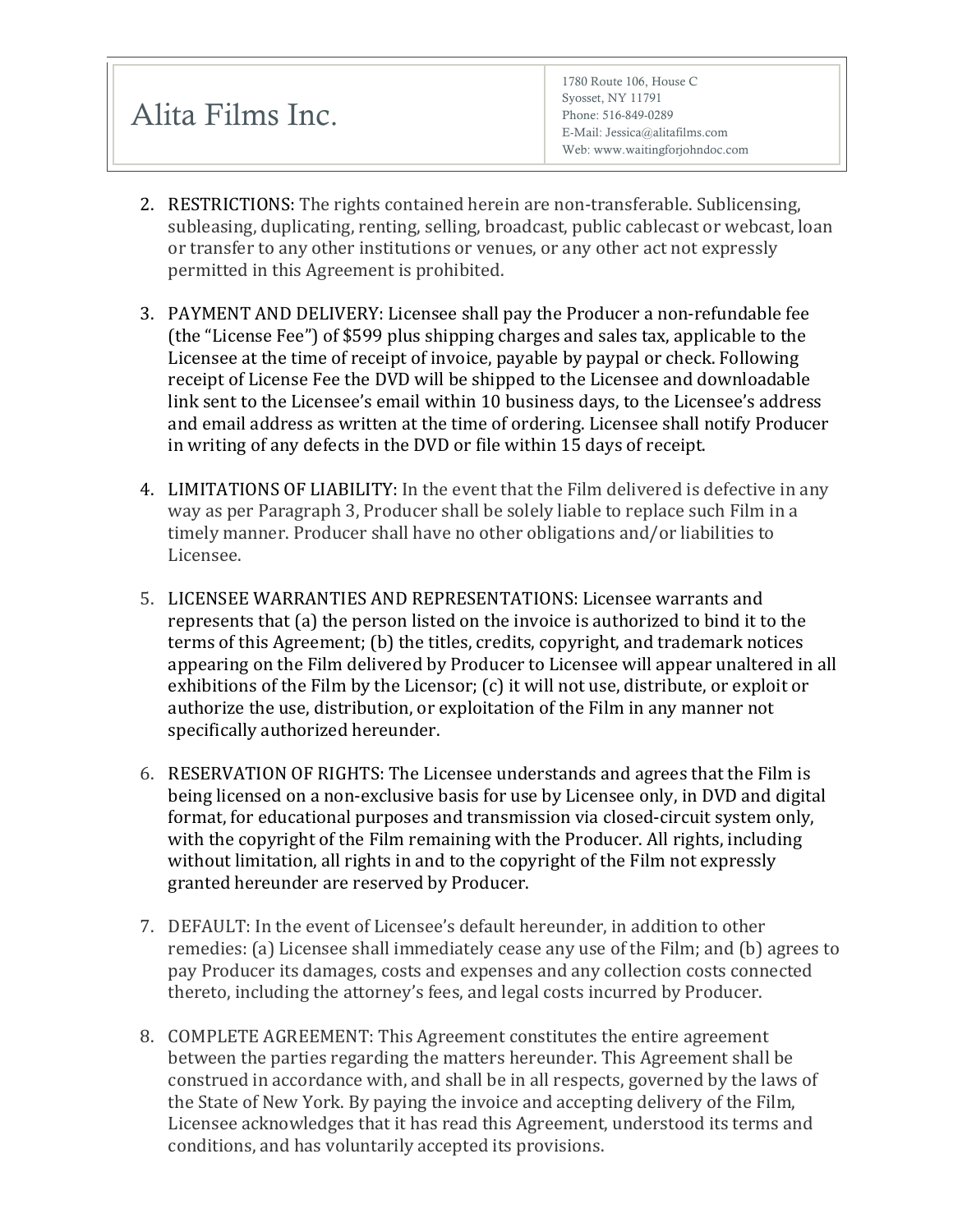Alita Films Inc.

1780 Route 106, House C
Syosset, NY 11791
Phone: 516-849-0289
E-Mail: Jessica@alitafilms.com
Web: www.waitingforjohndoc.com

2. RESTRICTIONS: The rights contained herein are non-transferable. Sublicensing, subleasing, duplicating, renting, selling, broadcast, public cablecast or webcast, loan or transfer to any other institutions or venues, or any other act not expressly permitted in this Agreement is prohibited.

3. PAYMENT AND DELIVERY: Licensee shall pay the Producer a non-refundable fee (the "License Fee") of $599 plus shipping charges and sales tax, applicable to the Licensee at the time of receipt of invoice, payable by paypal or check. Following receipt of License Fee the DVD will be shipped to the Licensee and downloadable link sent to the Licensee's email within 10 business days, to the Licensee's address and email address as written at the time of ordering. Licensee shall notify Producer in writing of any defects in the DVD or file within 15 days of receipt.

4. LIMITATIONS OF LIABILITY: In the event that the Film delivered is defective in any way as per Paragraph 3, Producer shall be solely liable to replace such Film in a timely manner. Producer shall have no other obligations and/or liabilities to Licensee.

5. LICENSEE WARRANTIES AND REPRESENTATIONS: Licensee warrants and represents that (a) the person listed on the invoice is authorized to bind it to the terms of this Agreement; (b) the titles, credits, copyright, and trademark notices appearing on the Film delivered by Producer to Licensee will appear unaltered in all exhibitions of the Film by the Licensor; (c) it will not use, distribute, or exploit or authorize the use, distribution, or exploitation of the Film in any manner not specifically authorized hereunder.

6. RESERVATION OF RIGHTS: The Licensee understands and agrees that the Film is being licensed on a non-exclusive basis for use by Licensee only, in DVD and digital format, for educational purposes and transmission via closed-circuit system only, with the copyright of the Film remaining with the Producer. All rights, including without limitation, all rights in and to the copyright of the Film not expressly granted hereunder are reserved by Producer.

7. DEFAULT: In the event of Licensee's default hereunder, in addition to other remedies: (a) Licensee shall immediately cease any use of the Film; and (b) agrees to pay Producer its damages, costs and expenses and any collection costs connected thereto, including the attorney's fees, and legal costs incurred by Producer.

8. COMPLETE AGREEMENT: This Agreement constitutes the entire agreement between the parties regarding the matters hereunder. This Agreement shall be construed in accordance with, and shall be in all respects, governed by the laws of the State of New York. By paying the invoice and accepting delivery of the Film, Licensee acknowledges that it has read this Agreement, understood its terms and conditions, and has voluntarily accepted its provisions.